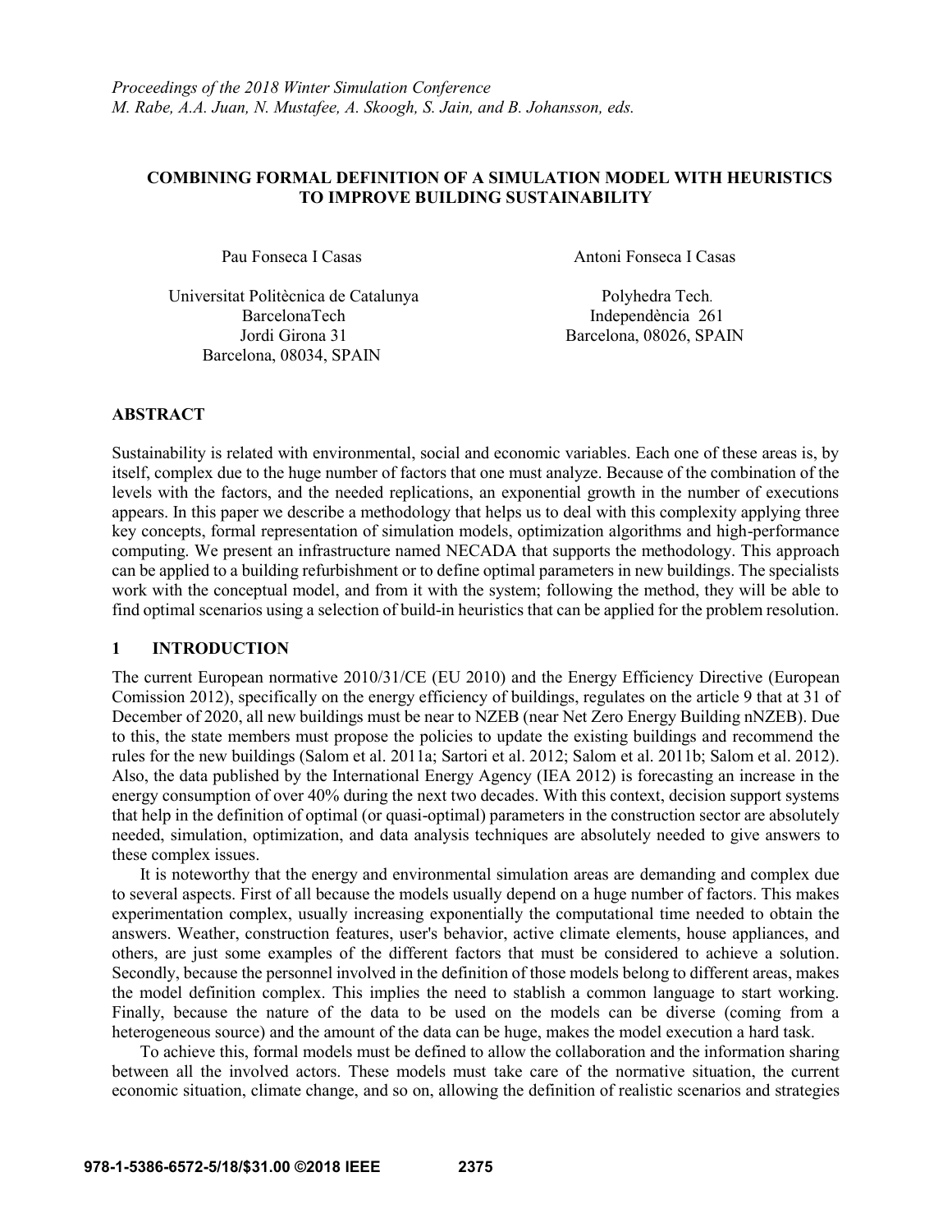# COMBINING FORMAL DEFINITION OF A SIMULATION MODEL WITH HEURISTICS TO IMPROVE BUILDING SUSTAINABILITY

Pau Fonseca I Casas

Universitat Politècnica de Catalunya
BarcelonaTech
Jordi Girona 31
Barcelona, 08034, SPAIN

Antoni Fonseca I Casas

Polyhedra Tech.
Independència 261
Barcelona, 08026, SPAIN

## ABSTRACT

Sustainability is related with environmental, social and economic variables. Each one of these areas is, by itself, complex due to the huge number of factors that one must analyze. Because of the combination of the levels with the factors, and the needed replications, an exponential growth in the number of executions appears. In this paper we describe a methodology that helps us to deal with this complexity applying three key concepts, formal representation of simulation models, optimization algorithms and high-performance computing. We present an infrastructure named NECADA that supports the methodology. This approach can be applied to a building refurbishment or to define optimal parameters in new buildings. The specialists work with the conceptual model, and from it with the system; following the method, they will be able to find optimal scenarios using a selection of build-in heuristics that can be applied for the problem resolution.

## 1 INTRODUCTION

The current European normative 2010/31/CE (EU 2010) and the Energy Efficiency Directive (European Comission 2012), specifically on the energy efficiency of buildings, regulates on the article 9 that at 31 of December of 2020, all new buildings must be near to NZEB (near Net Zero Energy Building nNZEB). Due to this, the state members must propose the policies to update the existing buildings and recommend the rules for the new buildings (Salom et al. 2011a; Sartori et al. 2012; Salom et al. 2011b; Salom et al. 2012). Also, the data published by the International Energy Agency (IEA 2012) is forecasting an increase in the energy consumption of over 40% during the next two decades. With this context, decision support systems that help in the definition of optimal (or quasi-optimal) parameters in the construction sector are absolutely needed, simulation, optimization, and data analysis techniques are absolutely needed to give answers to these complex issues.

It is noteworthy that the energy and environmental simulation areas are demanding and complex due to several aspects. First of all because the models usually depend on a huge number of factors. This makes experimentation complex, usually increasing exponentially the computational time needed to obtain the answers. Weather, construction features, user's behavior, active climate elements, house appliances, and others, are just some examples of the different factors that must be considered to achieve a solution. Secondly, because the personnel involved in the definition of those models belong to different areas, makes the model definition complex. This implies the need to stablish a common language to start working. Finally, because the nature of the data to be used on the models can be diverse (coming from a heterogeneous source) and the amount of the data can be huge, makes the model execution a hard task.

To achieve this, formal models must be defined to allow the collaboration and the information sharing between all the involved actors. These models must take care of the normative situation, the current economic situation, climate change, and so on, allowing the definition of realistic scenarios and strategies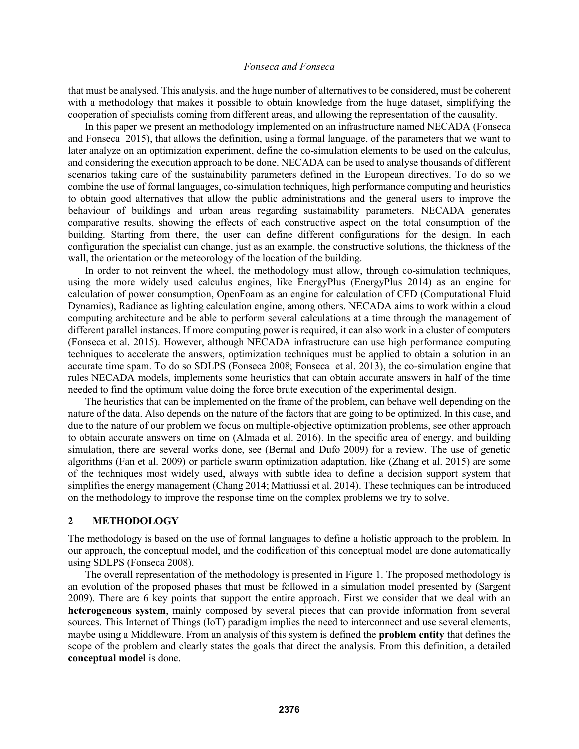that must be analysed. This analysis, and the huge number of alternatives to be considered, must be coherent with a methodology that makes it possible to obtain knowledge from the huge dataset, simplifying the cooperation of specialists coming from different areas, and allowing the representation of the causality.

In this paper we present an methodology implemented on an infrastructure named NECADA (Fonseca and Fonseca 2015), that allows the definition, using a formal language, of the parameters that we want to later analyze on an optimization experiment, define the co-simulation elements to be used on the calculus, and considering the execution approach to be done. NECADA can be used to analyse thousands of different scenarios taking care of the sustainability parameters defined in the European directives. To do so we combine the use of formal languages, co-simulation techniques, high performance computing and heuristics to obtain good alternatives that allow the public administrations and the general users to improve the behaviour of buildings and urban areas regarding sustainability parameters. NECADA generates comparative results, showing the effects of each constructive aspect on the total consumption of the building. Starting from there, the user can define different configurations for the design. In each configuration the specialist can change, just as an example, the constructive solutions, the thickness of the wall, the orientation or the meteorology of the location of the building.

In order to not reinvent the wheel, the methodology must allow, through co-simulation techniques, using the more widely used calculus engines, like EnergyPlus (EnergyPlus 2014) as an engine for calculation of power consumption, OpenFoam as an engine for calculation of CFD (Computational Fluid Dynamics), Radiance as lighting calculation engine, among others. NECADA aims to work within a cloud computing architecture and be able to perform several calculations at a time through the management of different parallel instances. If more computing power is required, it can also work in a cluster of computers (Fonseca et al. 2015). However, although NECADA infrastructure can use high performance computing techniques to accelerate the answers, optimization techniques must be applied to obtain a solution in an accurate time spam. To do so SDLPS (Fonseca 2008; Fonseca et al. 2013), the co-simulation engine that rules NECADA models, implements some heuristics that can obtain accurate answers in half of the time needed to find the optimum value doing the force brute execution of the experimental design.

The heuristics that can be implemented on the frame of the problem, can behave well depending on the nature of the data. Also depends on the nature of the factors that are going to be optimized. In this case, and due to the nature of our problem we focus on multiple-objective optimization problems, see other approach to obtain accurate answers on time on (Almada et al. 2016). In the specific area of energy, and building simulation, there are several works done, see (Bernal and Dufo 2009) for a review. The use of genetic algorithms (Fan et al. 2009) or particle swarm optimization adaptation, like (Zhang et al. 2015) are some of the techniques most widely used, always with subtle idea to define a decision support system that simplifies the energy management (Chang 2014; Mattiussi et al. 2014). These techniques can be introduced on the methodology to improve the response time on the complex problems we try to solve.

## 2 METHODOLOGY

The methodology is based on the use of formal languages to define a holistic approach to the problem. In our approach, the conceptual model, and the codification of this conceptual model are done automatically using SDLPS (Fonseca 2008).

The overall representation of the methodology is presented in Figure 1. The proposed methodology is an evolution of the proposed phases that must be followed in a simulation model presented by (Sargent 2009). There are 6 key points that support the entire approach. First we consider that we deal with an **heterogeneous system**, mainly composed by several pieces that can provide information from several sources. This Internet of Things (IoT) paradigm implies the need to interconnect and use several elements, maybe using a Middleware. From an analysis of this system is defined the **problem entity** that defines the scope of the problem and clearly states the goals that direct the analysis. From this definition, a detailed **conceptual model** is done.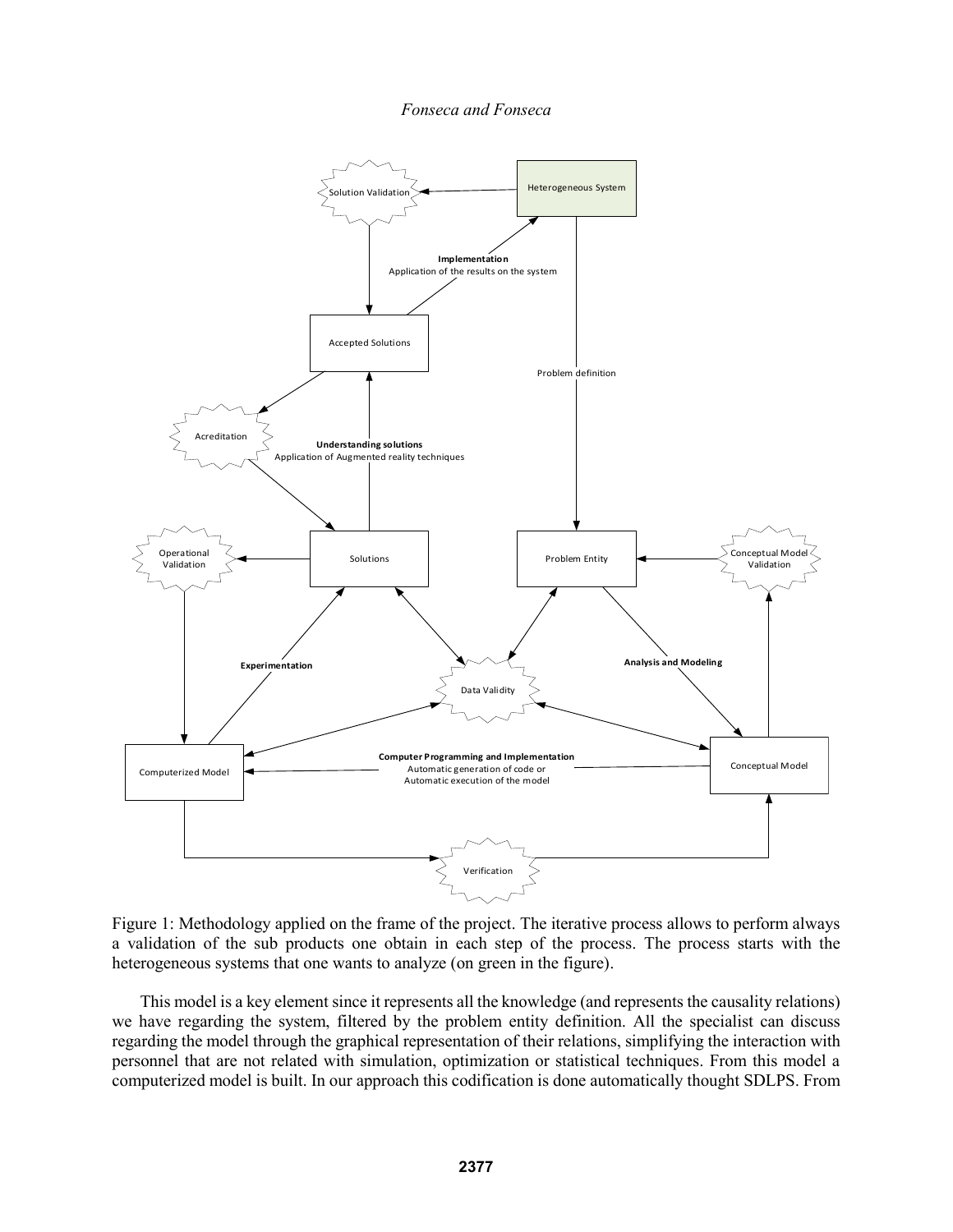Figure 1: Methodology applied on the frame of the project. The iterative process allows to perform always a validation of the sub products one obtain in each step of the process. The process starts with the heterogeneous systems that one wants to analyze (on green in the figure).

This model is a key element since it represents all the knowledge (and represents the causality relations) we have regarding the system, filtered by the problem entity definition. All the specialist can discuss regarding the model through the graphical representation of their relations, simplifying the interaction with personnel that are not related with simulation, optimization or statistical techniques. From this model a computerized model is built. In our approach this codification is done automatically thought SDLPS. From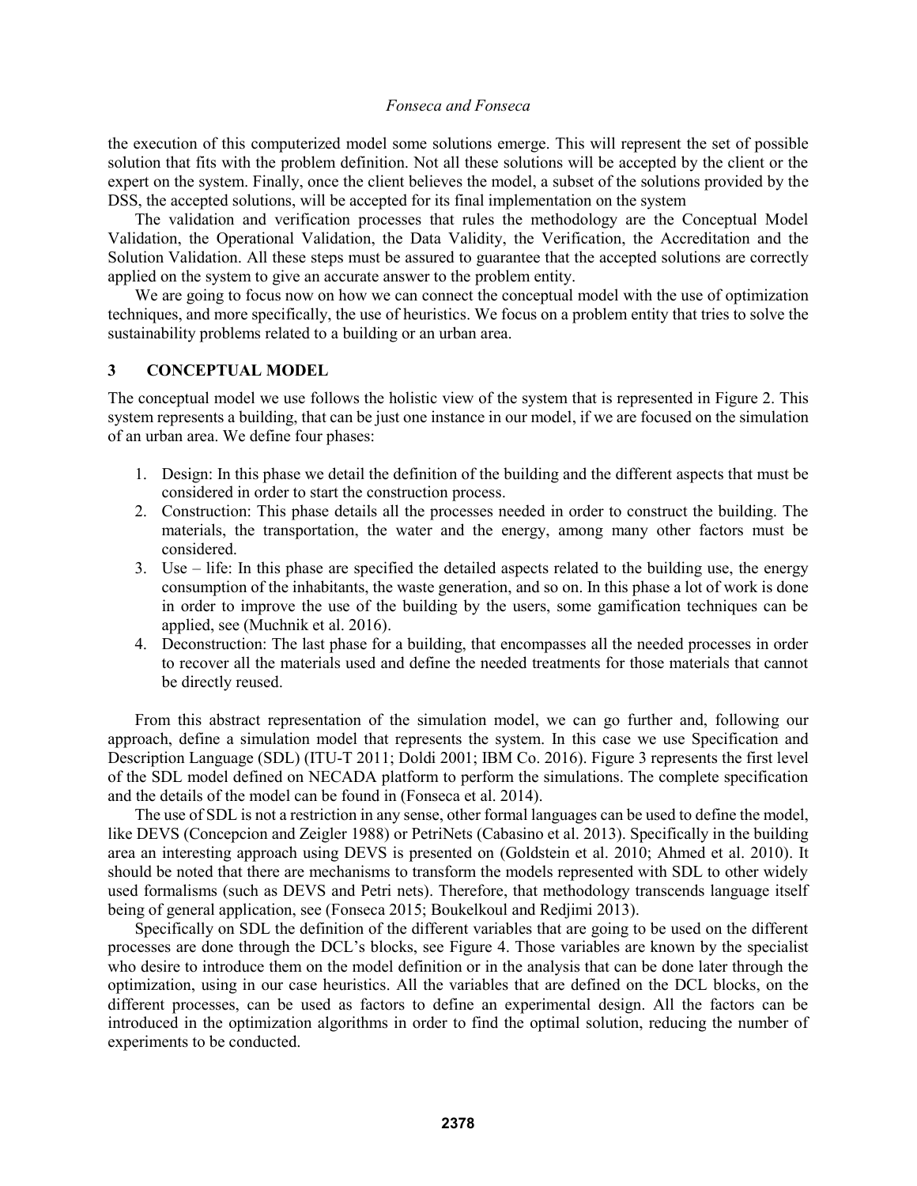the execution of this computerized model some solutions emerge. This will represent the set of possible solution that fits with the problem definition. Not all these solutions will be accepted by the client or the expert on the system. Finally, once the client believes the model, a subset of the solutions provided by the DSS, the accepted solutions, will be accepted for its final implementation on the system

The validation and verification processes that rules the methodology are the Conceptual Model Validation, the Operational Validation, the Data Validity, the Verification, the Accreditation and the Solution Validation. All these steps must be assured to guarantee that the accepted solutions are correctly applied on the system to give an accurate answer to the problem entity.

We are going to focus now on how we can connect the conceptual model with the use of optimization techniques, and more specifically, the use of heuristics. We focus on a problem entity that tries to solve the sustainability problems related to a building or an urban area.

## 3 CONCEPTUAL MODEL

The conceptual model we use follows the holistic view of the system that is represented in Figure 2. This system represents a building, that can be just one instance in our model, if we are focused on the simulation of an urban area. We define four phases:

1. Design: In this phase we detail the definition of the building and the different aspects that must be considered in order to start the construction process.
2. Construction: This phase details all the processes needed in order to construct the building. The materials, the transportation, the water and the energy, among many other factors must be considered.
3. Use – life: In this phase are specified the detailed aspects related to the building use, the energy consumption of the inhabitants, the waste generation, and so on. In this phase a lot of work is done in order to improve the use of the building by the users, some gamification techniques can be applied, see (Muchnik et al. 2016).
4. Deconstruction: The last phase for a building, that encompasses all the needed processes in order to recover all the materials used and define the needed treatments for those materials that cannot be directly reused.

From this abstract representation of the simulation model, we can go further and, following our approach, define a simulation model that represents the system. In this case we use Specification and Description Language (SDL) (ITU-T 2011; Doldi 2001; IBM Co. 2016). Figure 3 represents the first level of the SDL model defined on NECADA platform to perform the simulations. The complete specification and the details of the model can be found in (Fonseca et al. 2014).

The use of SDL is not a restriction in any sense, other formal languages can be used to define the model, like DEVS (Concepcion and Zeigler 1988) or PetriNets (Cabasino et al. 2013). Specifically in the building area an interesting approach using DEVS is presented on (Goldstein et al. 2010; Ahmed et al. 2010). It should be noted that there are mechanisms to transform the models represented with SDL to other widely used formalisms (such as DEVS and Petri nets). Therefore, that methodology transcends language itself being of general application, see (Fonseca 2015; Boukelkoul and Redjimi 2013).

Specifically on SDL the definition of the different variables that are going to be used on the different processes are done through the DCL's blocks, see Figure 4. Those variables are known by the specialist who desire to introduce them on the model definition or in the analysis that can be done later through the optimization, using in our case heuristics. All the variables that are defined on the DCL blocks, on the different processes, can be used as factors to define an experimental design. All the factors can be introduced in the optimization algorithms in order to find the optimal solution, reducing the number of experiments to be conducted.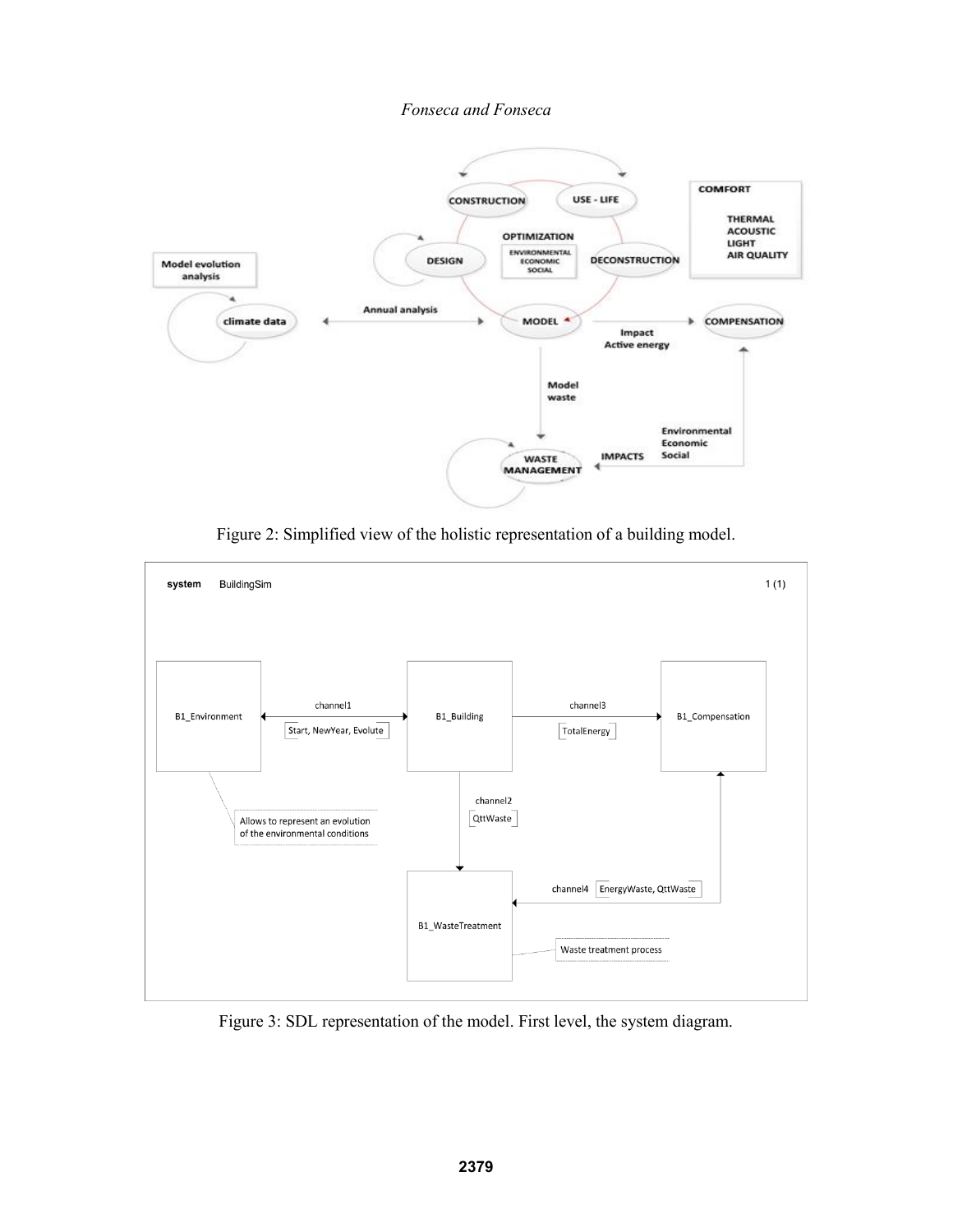Figure 2: Simplified view of the holistic representation of a building model.

Figure 3: SDL representation of the model. First level, the system diagram.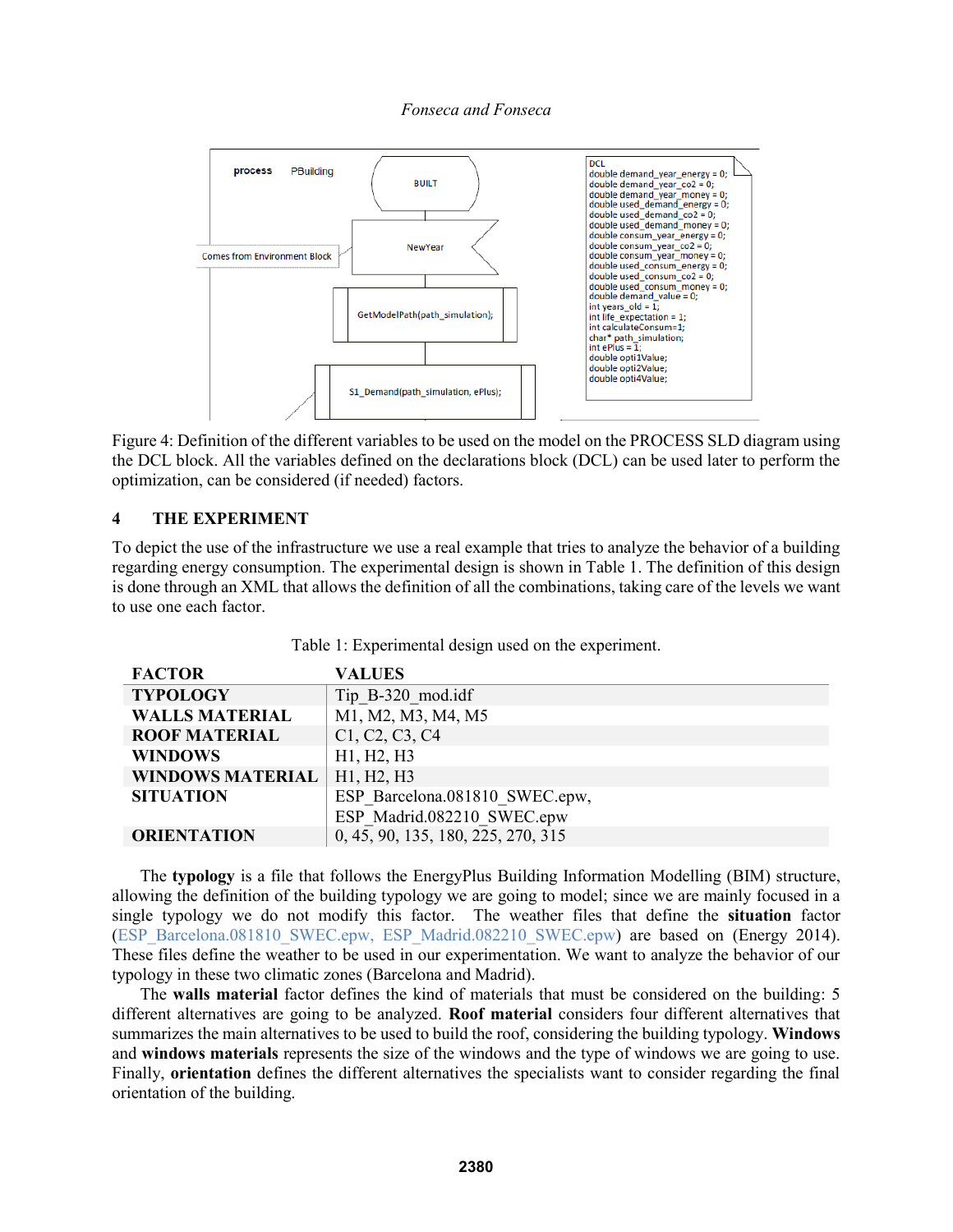process PBuilding

BUILT

Comes from Environment Block

NewYear

GetModelPath(path_simulation);

S1_Demand(path_simulation, ePlus);

```
DCL
double demand_year_energy = 0;
double demand_year_co2 = 0;
double demand_year_money = 0;
double used_demand_energy = 0;
double used_demand_co2 = 0;
double used_demand_money = 0;
double consum_year_energy = 0;
double consum_year_co2 = 0;
double consum_year_money = 0;
double used_consum_energy = 0;
double used_consum_co2 = 0;
double used_consum_money = 0;
double demand_value = 0;
int years_old = 1;
int life_expectation = 1;
int calculateConsum=1;
char* path_simulation;
int ePlus = 1;
double opti1Value;
double opti2Value;
double opti4Value;
```

Figure 4: Definition of the different variables to be used on the model on the PROCESS SLD diagram using the DCL block. All the variables defined on the declarations block (DCL) can be used later to perform the optimization, can be considered (if needed) factors.

## 4 THE EXPERIMENT

To depict the use of the infrastructure we use a real example that tries to analyze the behavior of a building regarding energy consumption. The experimental design is shown in Table 1. The definition of this design is done through an XML that allows the definition of all the combinations, taking care of the levels we want to use one each factor.

Table 1: Experimental design used on the experiment.

| FACTOR | VALUES |
|---|---|
| **TYPOLOGY** | Tip_B-320_mod.idf |
| **WALLS MATERIAL** | M1, M2, M3, M4, M5 |
| **ROOF MATERIAL** | C1, C2, C3, C4 |
| **WINDOWS** | H1, H2, H3 |
| **WINDOWS MATERIAL** | H1, H2, H3 |
| **SITUATION** | ESP_Barcelona.081810_SWEC.epw, ESP_Madrid.082210_SWEC.epw |
| **ORIENTATION** | 0, 45, 90, 135, 180, 225, 270, 315 |

The **typology** is a file that follows the EnergyPlus Building Information Modelling (BIM) structure, allowing the definition of the building typology we are going to model; since we are mainly focused in a single typology we do not modify this factor. The weather files that define the **situation** factor (ESP_Barcelona.081810_SWEC.epw, ESP_Madrid.082210_SWEC.epw) are based on (Energy 2014). These files define the weather to be used in our experimentation. We want to analyze the behavior of our typology in these two climatic zones (Barcelona and Madrid).

The **walls material** factor defines the kind of materials that must be considered on the building: 5 different alternatives are going to be analyzed. **Roof material** considers four different alternatives that summarizes the main alternatives to be used to build the roof, considering the building typology. **Windows** and **windows materials** represents the size of the windows and the type of windows we are going to use. Finally, **orientation** defines the different alternatives the specialists want to consider regarding the final orientation of the building.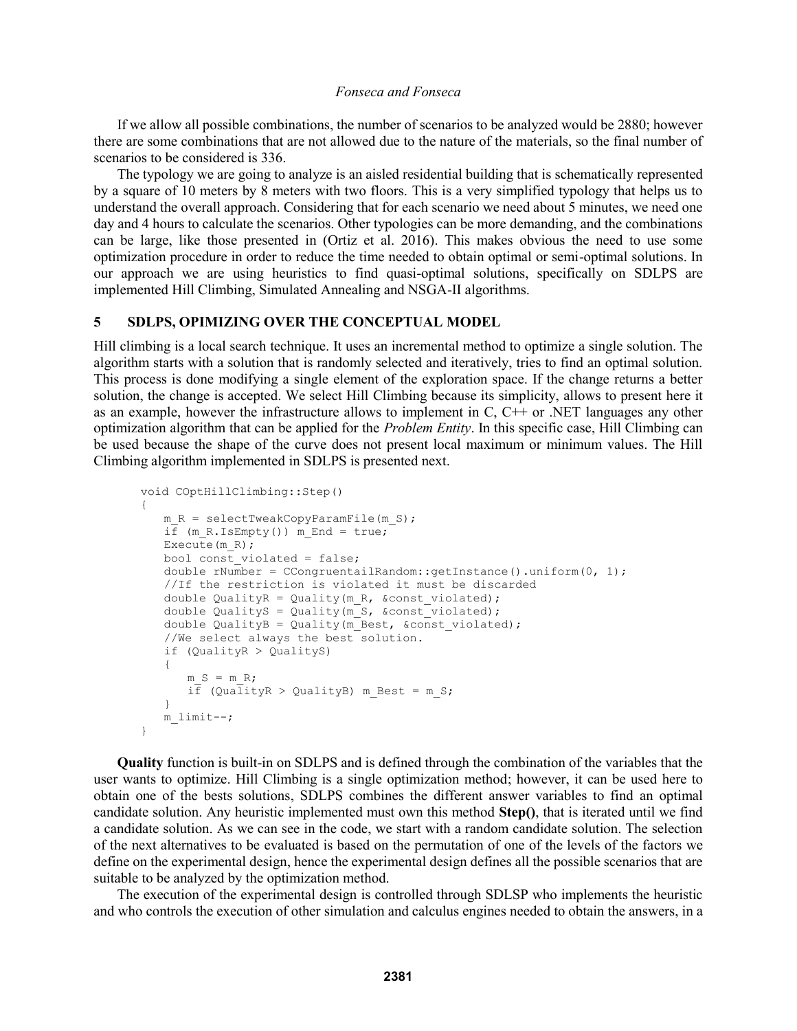If we allow all possible combinations, the number of scenarios to be analyzed would be 2880; however there are some combinations that are not allowed due to the nature of the materials, so the final number of scenarios to be considered is 336.

The typology we are going to analyze is an aisled residential building that is schematically represented by a square of 10 meters by 8 meters with two floors. This is a very simplified typology that helps us to understand the overall approach. Considering that for each scenario we need about 5 minutes, we need one day and 4 hours to calculate the scenarios. Other typologies can be more demanding, and the combinations can be large, like those presented in (Ortiz et al. 2016). This makes obvious the need to use some optimization procedure in order to reduce the time needed to obtain optimal or semi-optimal solutions. In our approach we are using heuristics to find quasi-optimal solutions, specifically on SDLPS are implemented Hill Climbing, Simulated Annealing and NSGA-II algorithms.

## 5 SDLPS, OPIMIZING OVER THE CONCEPTUAL MODEL

Hill climbing is a local search technique. It uses an incremental method to optimize a single solution. The algorithm starts with a solution that is randomly selected and iteratively, tries to find an optimal solution. This process is done modifying a single element of the exploration space. If the change returns a better solution, the change is accepted. We select Hill Climbing because its simplicity, allows to present here it as an example, however the infrastructure allows to implement in C, C++ or .NET languages any other optimization algorithm that can be applied for the *Problem Entity*. In this specific case, Hill Climbing can be used because the shape of the curve does not present local maximum or minimum values. The Hill Climbing algorithm implemented in SDLPS is presented next.

```
void COptHillClimbing::Step()
{
   m_R = selectTweakCopyParamFile(m_S);
   if (m_R.IsEmpty()) m_End = true;
   Execute(m_R);
   bool const_violated = false;
   double rNumber = CCongruentailRandom::getInstance().uniform(0, 1);
   //If the restriction is violated it must be discarded
   double QualityR = Quality(m_R, &const_violated);
   double QualityS = Quality(m_S, &const_violated);
   double QualityB = Quality(m_Best, &const_violated);
   //We select always the best solution.
   if (QualityR > QualityS)
   {
      m_S = m_R;
      if (QualityR > QualityB) m_Best = m_S;
   }
   m_limit--;
}
```

**Quality** function is built-in on SDLPS and is defined through the combination of the variables that the user wants to optimize. Hill Climbing is a single optimization method; however, it can be used here to obtain one of the bests solutions, SDLPS combines the different answer variables to find an optimal candidate solution. Any heuristic implemented must own this method **Step()**, that is iterated until we find a candidate solution. As we can see in the code, we start with a random candidate solution. The selection of the next alternatives to be evaluated is based on the permutation of one of the levels of the factors we define on the experimental design, hence the experimental design defines all the possible scenarios that are suitable to be analyzed by the optimization method.

The execution of the experimental design is controlled through SDLSP who implements the heuristic and who controls the execution of other simulation and calculus engines needed to obtain the answers, in a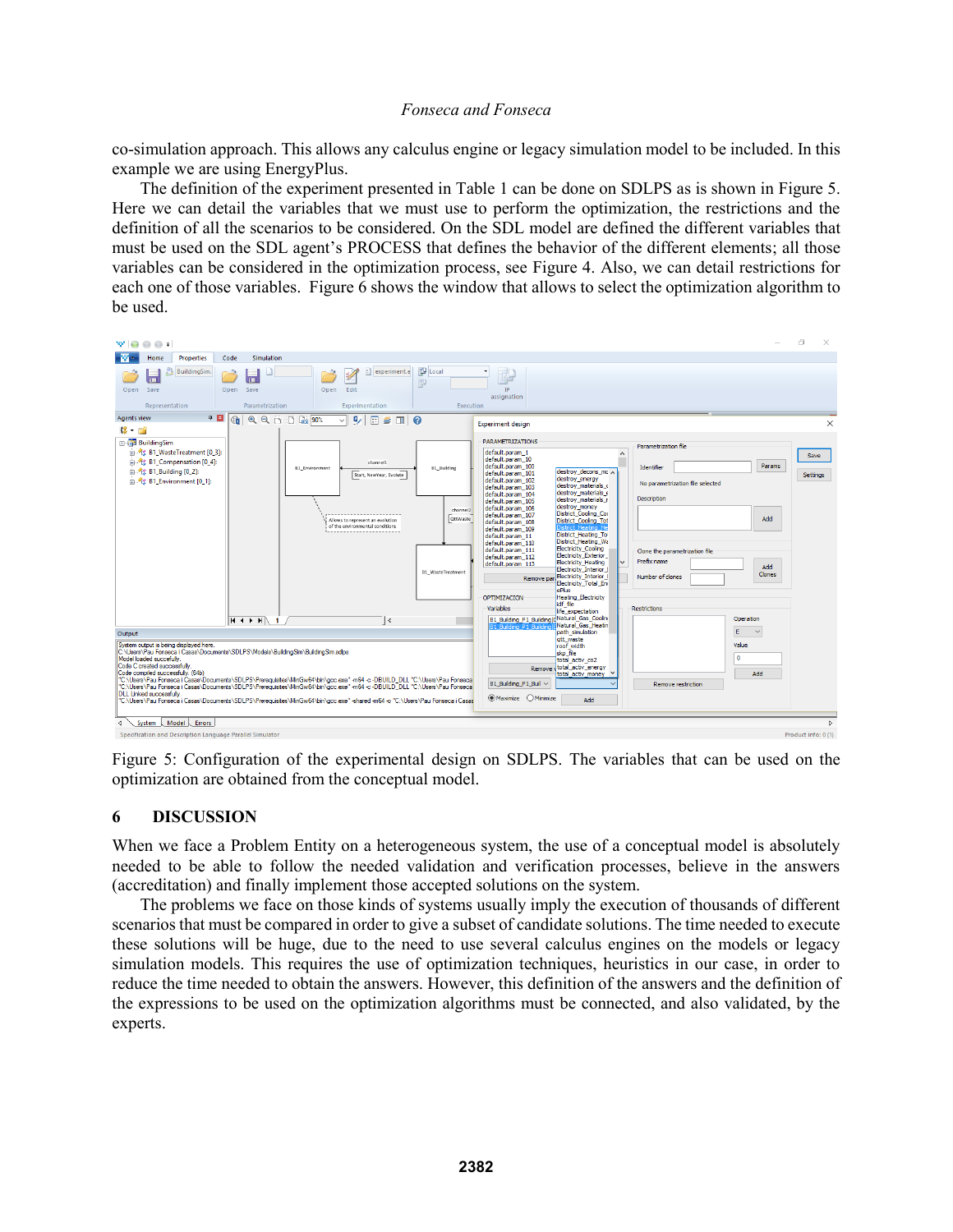co-simulation approach. This allows any calculus engine or legacy simulation model to be included. In this example we are using EnergyPlus.

The definition of the experiment presented in Table 1 can be done on SDLPS as is shown in Figure 5. Here we can detail the variables that we must use to perform the optimization, the restrictions and the definition of all the scenarios to be considered. On the SDL model are defined the different variables that must be used on the SDL agent's PROCESS that defines the behavior of the different elements; all those variables can be considered in the optimization process, see Figure 4. Also, we can detail restrictions for each one of those variables. Figure 6 shows the window that allows to select the optimization algorithm to be used.

Figure 5: Configuration of the experimental design on SDLPS. The variables that can be used on the optimization are obtained from the conceptual model.

## 6 DISCUSSION

When we face a Problem Entity on a heterogeneous system, the use of a conceptual model is absolutely needed to be able to follow the needed validation and verification processes, believe in the answers (accreditation) and finally implement those accepted solutions on the system.

The problems we face on those kinds of systems usually imply the execution of thousands of different scenarios that must be compared in order to give a subset of candidate solutions. The time needed to execute these solutions will be huge, due to the need to use several calculus engines on the models or legacy simulation models. This requires the use of optimization techniques, heuristics in our case, in order to reduce the time needed to obtain the answers. However, this definition of the answers and the definition of the expressions to be used on the optimization algorithms must be connected, and also validated, by the experts.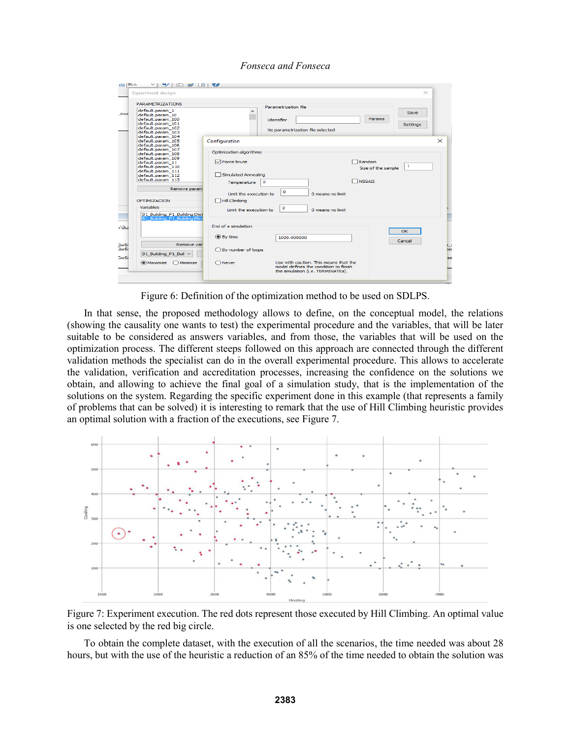Figure 6: Definition of the optimization method to be used on SDLPS.

In that sense, the proposed methodology allows to define, on the conceptual model, the relations (showing the causality one wants to test) the experimental procedure and the variables, that will be later suitable to be considered as answers variables, and from those, the variables that will be used on the optimization process. The different steeps followed on this approach are connected through the different validation methods the specialist can do in the overall experimental procedure. This allows to accelerate the validation, verification and accreditation processes, increasing the confidence on the solutions we obtain, and allowing to achieve the final goal of a simulation study, that is the implementation of the solutions on the system. Regarding the specific experiment done in this example (that represents a family of problems that can be solved) it is interesting to remark that the use of Hill Climbing heuristic provides an optimal solution with a fraction of the executions, see Figure 7.

Figure 7: Experiment execution. The red dots represent those executed by Hill Climbing. An optimal value is one selected by the red big circle.

To obtain the complete dataset, with the execution of all the scenarios, the time needed was about 28 hours, but with the use of the heuristic a reduction of an 85% of the time needed to obtain the solution was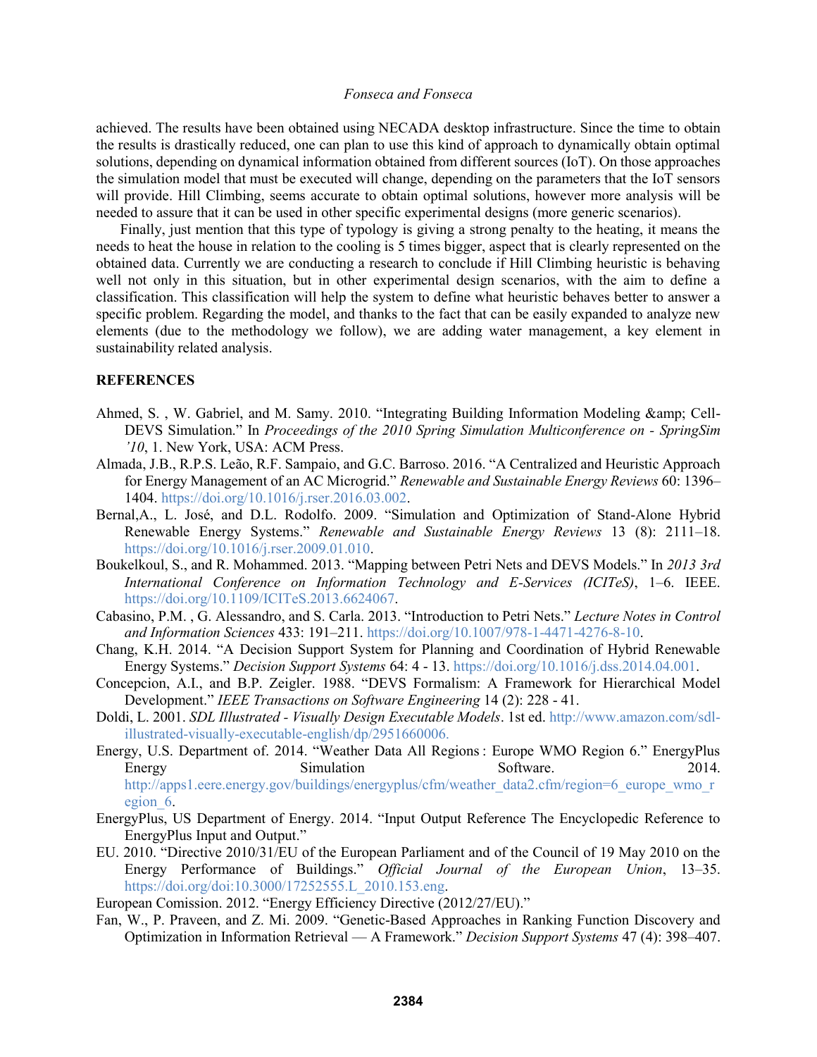achieved. The results have been obtained using NECADA desktop infrastructure. Since the time to obtain the results is drastically reduced, one can plan to use this kind of approach to dynamically obtain optimal solutions, depending on dynamical information obtained from different sources (IoT). On those approaches the simulation model that must be executed will change, depending on the parameters that the IoT sensors will provide. Hill Climbing, seems accurate to obtain optimal solutions, however more analysis will be needed to assure that it can be used in other specific experimental designs (more generic scenarios).

Finally, just mention that this type of typology is giving a strong penalty to the heating, it means the needs to heat the house in relation to the cooling is 5 times bigger, aspect that is clearly represented on the obtained data. Currently we are conducting a research to conclude if Hill Climbing heuristic is behaving well not only in this situation, but in other experimental design scenarios, with the aim to define a classification. This classification will help the system to define what heuristic behaves better to answer a specific problem. Regarding the model, and thanks to the fact that can be easily expanded to analyze new elements (due to the methodology we follow), we are adding water management, a key element in sustainability related analysis.

## REFERENCES

Ahmed, S. , W. Gabriel, and M. Samy. 2010. "Integrating Building Information Modeling &amp; Cell-DEVS Simulation." In *Proceedings of the 2010 Spring Simulation Multiconference on - SpringSim '10*, 1. New York, USA: ACM Press.

Almada, J.B., R.P.S. Leão, R.F. Sampaio, and G.C. Barroso. 2016. "A Centralized and Heuristic Approach for Energy Management of an AC Microgrid." *Renewable and Sustainable Energy Reviews* 60: 1396–1404. https://doi.org/10.1016/j.rser.2016.03.002.

Bernal,A., L. José, and D.L. Rodolfo. 2009. "Simulation and Optimization of Stand-Alone Hybrid Renewable Energy Systems." *Renewable and Sustainable Energy Reviews* 13 (8): 2111–18. https://doi.org/10.1016/j.rser.2009.01.010.

Boukelkoul, S., and R. Mohammed. 2013. "Mapping between Petri Nets and DEVS Models." In *2013 3rd International Conference on Information Technology and E-Services (ICITeS)*, 1–6. IEEE. https://doi.org/10.1109/ICITeS.2013.6624067.

Cabasino, P.M. , G. Alessandro, and S. Carla. 2013. "Introduction to Petri Nets." *Lecture Notes in Control and Information Sciences* 433: 191–211. https://doi.org/10.1007/978-1-4471-4276-8-10.

Chang, K.H. 2014. "A Decision Support System for Planning and Coordination of Hybrid Renewable Energy Systems." *Decision Support Systems* 64: 4 - 13. https://doi.org/10.1016/j.dss.2014.04.001.

Concepcion, A.I., and B.P. Zeigler. 1988. "DEVS Formalism: A Framework for Hierarchical Model Development." *IEEE Transactions on Software Engineering* 14 (2): 228 - 41.

Doldi, L. 2001. *SDL Illustrated - Visually Design Executable Models*. 1st ed. http://www.amazon.com/sdl-illustrated-visually-executable-english/dp/2951660006.

Energy, U.S. Department of. 2014. "Weather Data All Regions : Europe WMO Region 6." EnergyPlus Energy Simulation Software. 2014. http://apps1.eere.energy.gov/buildings/energyplus/cfm/weather_data2.cfm/region=6_europe_wmo_region_6.

EnergyPlus, US Department of Energy. 2014. "Input Output Reference The Encyclopedic Reference to EnergyPlus Input and Output."

EU. 2010. "Directive 2010/31/EU of the European Parliament and of the Council of 19 May 2010 on the Energy Performance of Buildings." *Official Journal of the European Union*, 13–35. https://doi.org/doi:10.3000/17252555.L_2010.153.eng.

European Comission. 2012. "Energy Efficiency Directive (2012/27/EU)."

Fan, W., P. Praveen, and Z. Mi. 2009. "Genetic-Based Approaches in Ranking Function Discovery and Optimization in Information Retrieval — A Framework." *Decision Support Systems* 47 (4): 398–407.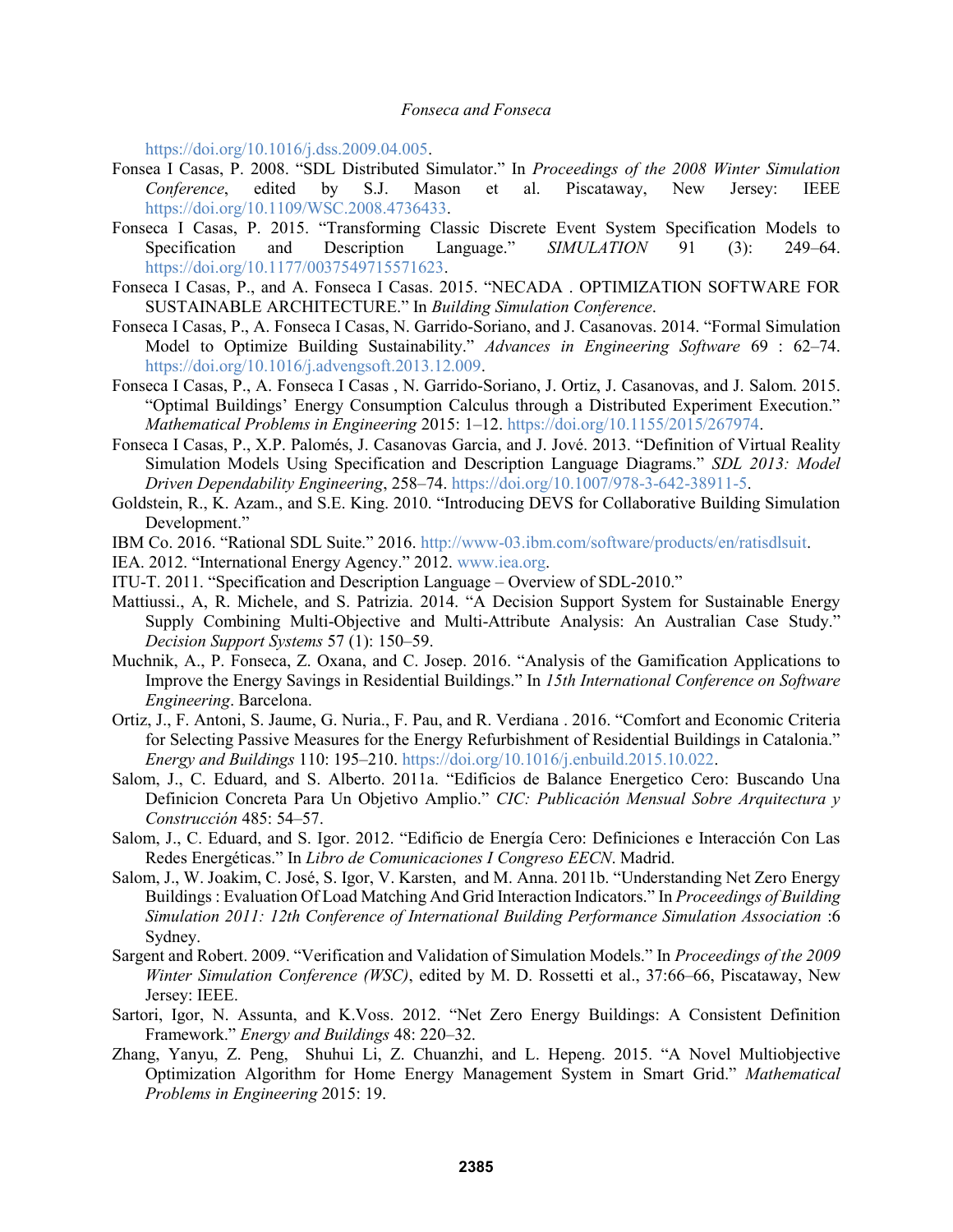https://doi.org/10.1016/j.dss.2009.04.005.

Fonsea I Casas, P. 2008. "SDL Distributed Simulator." In *Proceedings of the 2008 Winter Simulation Conference*, edited by S.J. Mason et al. Piscataway, New Jersey: IEEE https://doi.org/10.1109/WSC.2008.4736433.

Fonseca I Casas, P. 2015. "Transforming Classic Discrete Event System Specification Models to Specification and Description Language." *SIMULATION* 91 (3): 249–64. https://doi.org/10.1177/0037549715571623.

Fonseca I Casas, P., and A. Fonseca I Casas. 2015. "NECADA . OPTIMIZATION SOFTWARE FOR SUSTAINABLE ARCHITECTURE." In *Building Simulation Conference*.

Fonseca I Casas, P., A. Fonseca I Casas, N. Garrido-Soriano, and J. Casanovas. 2014. "Formal Simulation Model to Optimize Building Sustainability." *Advances in Engineering Software* 69 : 62–74. https://doi.org/10.1016/j.advengsoft.2013.12.009.

Fonseca I Casas, P., A. Fonseca I Casas , N. Garrido-Soriano, J. Ortiz, J. Casanovas, and J. Salom. 2015. "Optimal Buildings' Energy Consumption Calculus through a Distributed Experiment Execution." *Mathematical Problems in Engineering* 2015: 1–12. https://doi.org/10.1155/2015/267974.

Fonseca I Casas, P., X.P. Palomés, J. Casanovas Garcia, and J. Jové. 2013. "Definition of Virtual Reality Simulation Models Using Specification and Description Language Diagrams." *SDL 2013: Model Driven Dependability Engineering*, 258–74. https://doi.org/10.1007/978-3-642-38911-5.

Goldstein, R., K. Azam., and S.E. King. 2010. "Introducing DEVS for Collaborative Building Simulation Development."

IBM Co. 2016. "Rational SDL Suite." 2016. http://www-03.ibm.com/software/products/en/ratisdlsuit.

IEA. 2012. "International Energy Agency." 2012. www.iea.org.

ITU-T. 2011. "Specification and Description Language – Overview of SDL-2010."

Mattiussi., A, R. Michele, and S. Patrizia. 2014. "A Decision Support System for Sustainable Energy Supply Combining Multi-Objective and Multi-Attribute Analysis: An Australian Case Study." *Decision Support Systems* 57 (1): 150–59.

Muchnik, A., P. Fonseca, Z. Oxana, and C. Josep. 2016. "Analysis of the Gamification Applications to Improve the Energy Savings in Residential Buildings." In *15th International Conference on Software Engineering*. Barcelona.

Ortiz, J., F. Antoni, S. Jaume, G. Nuria., F. Pau, and R. Verdiana . 2016. "Comfort and Economic Criteria for Selecting Passive Measures for the Energy Refurbishment of Residential Buildings in Catalonia." *Energy and Buildings* 110: 195–210. https://doi.org/10.1016/j.enbuild.2015.10.022.

Salom, J., C. Eduard, and S. Alberto. 2011a. "Edificios de Balance Energetico Cero: Buscando Una Definicion Concreta Para Un Objetivo Amplio." *CIC: Publicación Mensual Sobre Arquitectura y Construcción* 485: 54–57.

Salom, J., C. Eduard, and S. Igor. 2012. "Edificio de Energía Cero: Definiciones e Interacción Con Las Redes Energéticas." In *Libro de Comunicaciones I Congreso EECN*. Madrid.

Salom, J., W. Joakim, C. José, S. Igor, V. Karsten, and M. Anna. 2011b. "Understanding Net Zero Energy Buildings : Evaluation Of Load Matching And Grid Interaction Indicators." In *Proceedings of Building Simulation 2011: 12th Conference of International Building Performance Simulation Association* :6 Sydney.

Sargent and Robert. 2009. "Verification and Validation of Simulation Models." In *Proceedings of the 2009 Winter Simulation Conference (WSC)*, edited by M. D. Rossetti et al., 37:66–66, Piscataway, New Jersey: IEEE.

Sartori, Igor, N. Assunta, and K.Voss. 2012. "Net Zero Energy Buildings: A Consistent Definition Framework." *Energy and Buildings* 48: 220–32.

Zhang, Yanyu, Z. Peng, Shuhui Li, Z. Chuanzhi, and L. Hepeng. 2015. "A Novel Multiobjective Optimization Algorithm for Home Energy Management System in Smart Grid." *Mathematical Problems in Engineering* 2015: 19.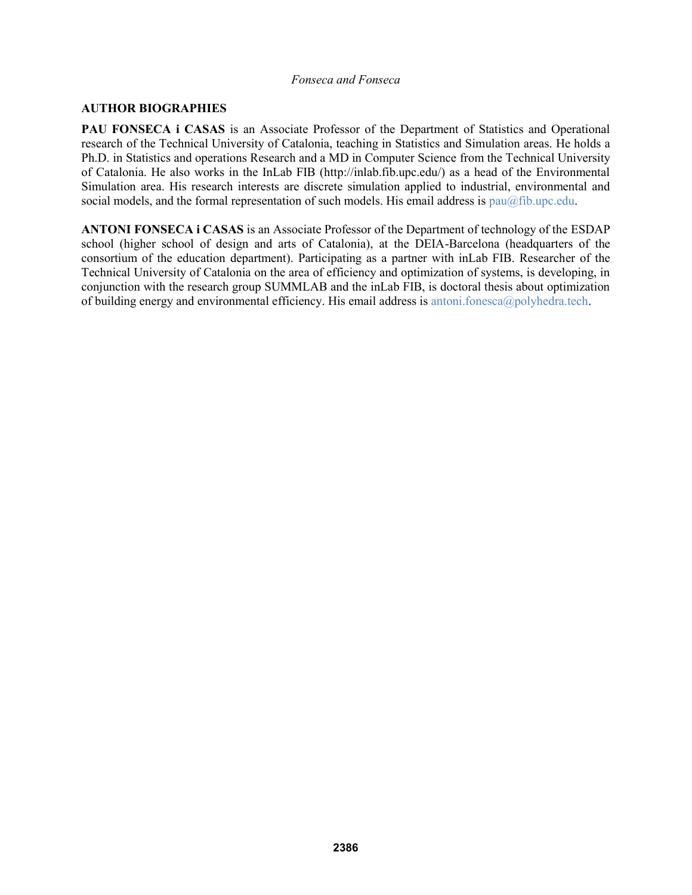## AUTHOR BIOGRAPHIES

**PAU FONSECA i CASAS** is an Associate Professor of the Department of Statistics and Operational research of the Technical University of Catalonia, teaching in Statistics and Simulation areas. He holds a Ph.D. in Statistics and operations Research and a MD in Computer Science from the Technical University of Catalonia. He also works in the InLab FIB (http://inlab.fib.upc.edu/) as a head of the Environmental Simulation area. His research interests are discrete simulation applied to industrial, environmental and social models, and the formal representation of such models. His email address is pau@fib.upc.edu.

**ANTONI FONSECA i CASAS** is an Associate Professor of the Department of technology of the ESDAP school (higher school of design and arts of Catalonia), at the DEIA-Barcelona (headquarters of the consortium of the education department). Participating as a partner with inLab FIB. Researcher of the Technical University of Catalonia on the area of efficiency and optimization of systems, is developing, in conjunction with the research group SUMMLAB and the inLab FIB, is doctoral thesis about optimization of building energy and environmental efficiency. His email address is antoni.fonesca@polyhedra.tech.